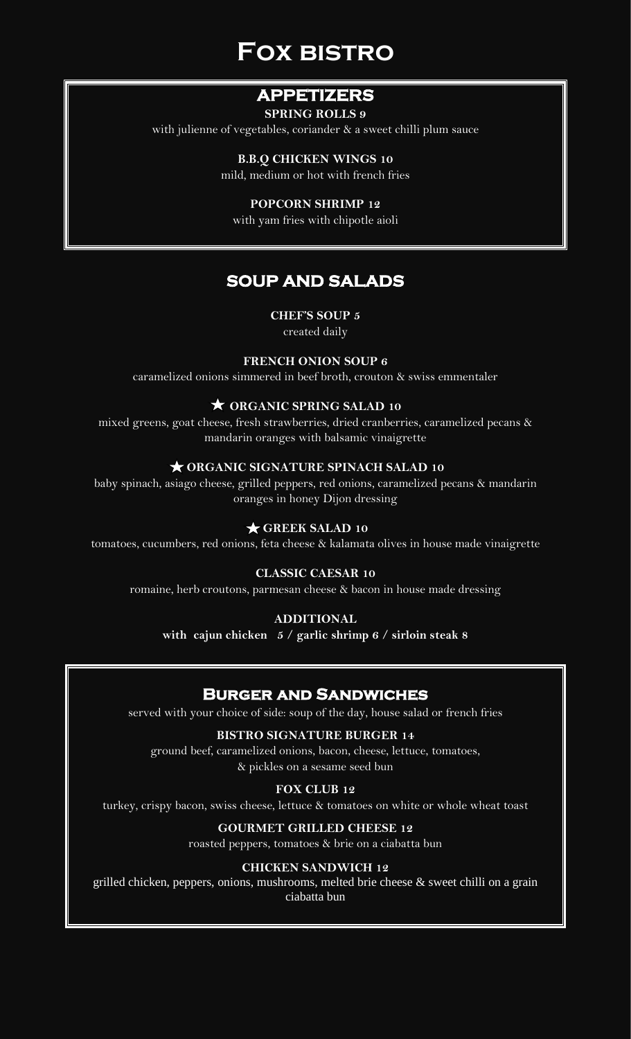# Fox bistro

## APPETIZERS

**SPRING ROLLS 9**

with julienne of vegetables, coriander & a sweet chilli plum sauce

**B.B.Q CHICKEN WINGS 10**

mild, medium or hot with french fries

**POPCORN SHRIMP 12**

with yam fries with chipotle aioli

## SOUP AND SALADS

**CHEF'S SOUP 5**

created daily

**FRENCH ONION SOUP 6**

caramelized onions simmered in beef broth, crouton & swiss emmentaler

★ **ORGANIC SPRING SALAD 10**

mixed greens, goat cheese, fresh strawberries, dried cranberries, caramelized pecans & mandarin oranges with balsamic vinaigrette

★ **ORGANIC SIGNATURE SPINACH SALAD 10**

baby spinach, asiago cheese, grilled peppers, red onions, caramelized pecans & mandarin oranges in honey Dijon dressing

★ **GREEK SALAD 10**

tomatoes, cucumbers, red onions, feta cheese & kalamata olives in house made vinaigrette

**CLASSIC CAESAR 10**

romaine, herb croutons, parmesan cheese & bacon in house made dressing

**ADDITIONAL**

**with cajun chicken 5 / garlic shrimp 6 / sirloin steak 8**

## Burger and Sandwiches

served with your choice of side: soup of the day, house salad or french fries

**BISTRO SIGNATURE BURGER 14**

ground beef, caramelized onions, bacon, cheese, lettuce, tomatoes, & pickles on a sesame seed bun

**FOX CLUB 12**

turkey, crispy bacon, swiss cheese, lettuce & tomatoes on white or whole wheat toast

**GOURMET GRILLED CHEESE 12**

roasted peppers, tomatoes & brie on a ciabatta bun

**CHICKEN SANDWICH 12**

grilled chicken, peppers, onions, mushrooms, melted brie cheese & sweet chilli on a grain ciabatta bun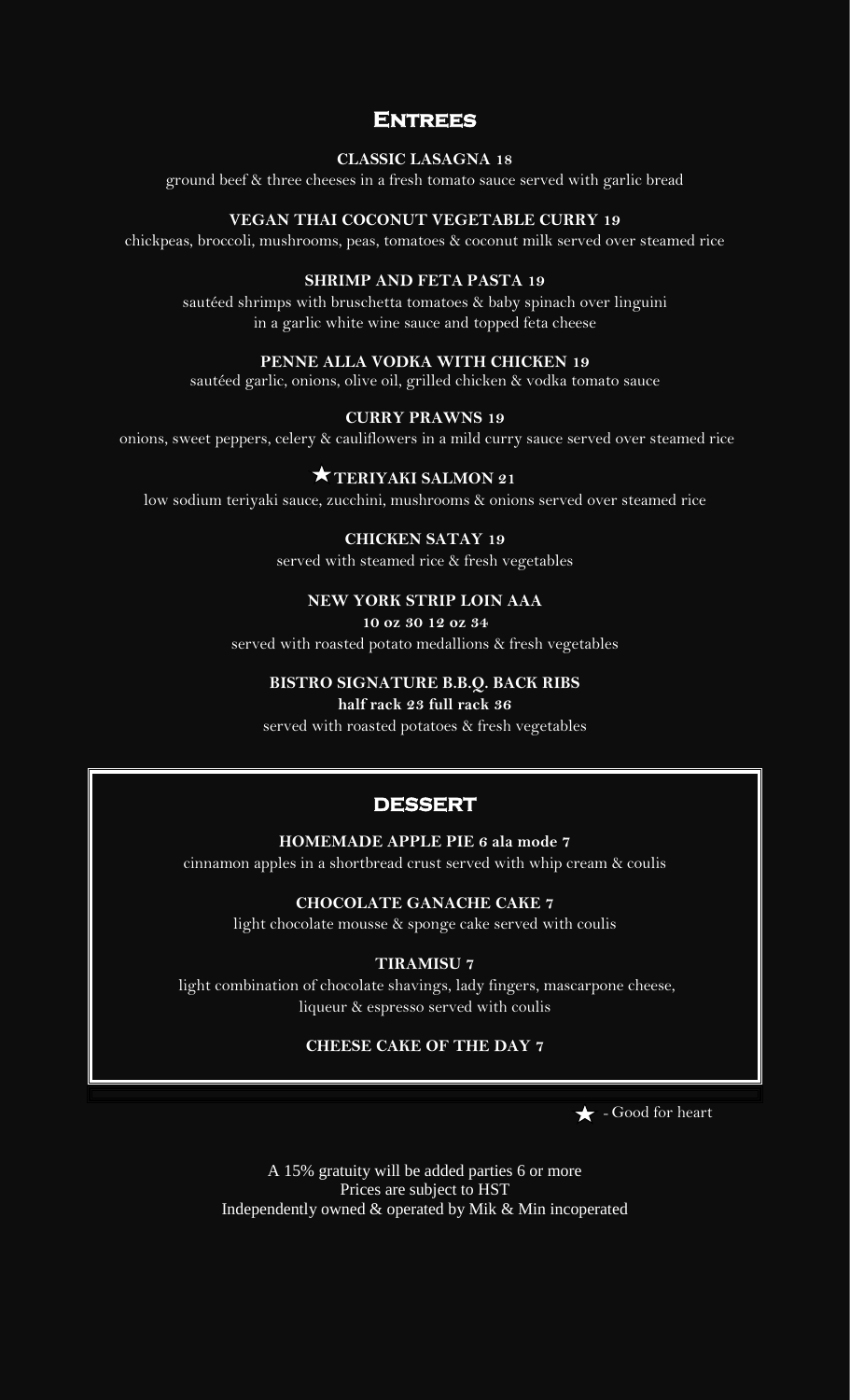## Entrees

**CLASSIC LASAGNA 18**

ground beef & three cheeses in a fresh tomato sauce served with garlic bread

**VEGAN THAI COCONUT VEGETABLE CURRY 19**

chickpeas, broccoli, mushrooms, peas, tomatoes & coconut milk served over steamed rice

**SHRIMP AND FETA PASTA 19**

sautéed shrimps with bruschetta tomatoes & baby spinach over linguini
in a garlic white wine sauce and topped feta cheese

**PENNE ALLA VODKA WITH CHICKEN 19**

sautéed garlic, onions, olive oil, grilled chicken & vodka tomato sauce

**CURRY PRAWNS 19**

onions, sweet peppers, celery & cauliflowers in a mild curry sauce served over steamed rice

**★ TERIYAKI SALMON 21**

low sodium teriyaki sauce, zucchini, mushrooms & onions served over steamed rice

**CHICKEN SATAY 19**

served with steamed rice & fresh vegetables

**NEW YORK STRIP LOIN AAA**

**10 oz 30 12 oz 34**

served with roasted potato medallions & fresh vegetables

**BISTRO SIGNATURE B.B.Q. BACK RIBS**

**half rack 23 full rack 36**

served with roasted potatoes & fresh vegetables

## DESSERT

**HOMEMADE APPLE PIE 6 ala mode 7**

cinnamon apples in a shortbread crust served with whip cream & coulis

**CHOCOLATE GANACHE CAKE 7**

light chocolate mousse & sponge cake served with coulis

**TIRAMISU 7**

light combination of chocolate shavings, lady fingers, mascarpone cheese,
liqueur & espresso served with coulis

**CHEESE CAKE OF THE DAY 7**

★ - Good for heart

A 15% gratuity will be added parties 6 or more
Prices are subject to HST
Independently owned & operated by Mik & Min incoperated